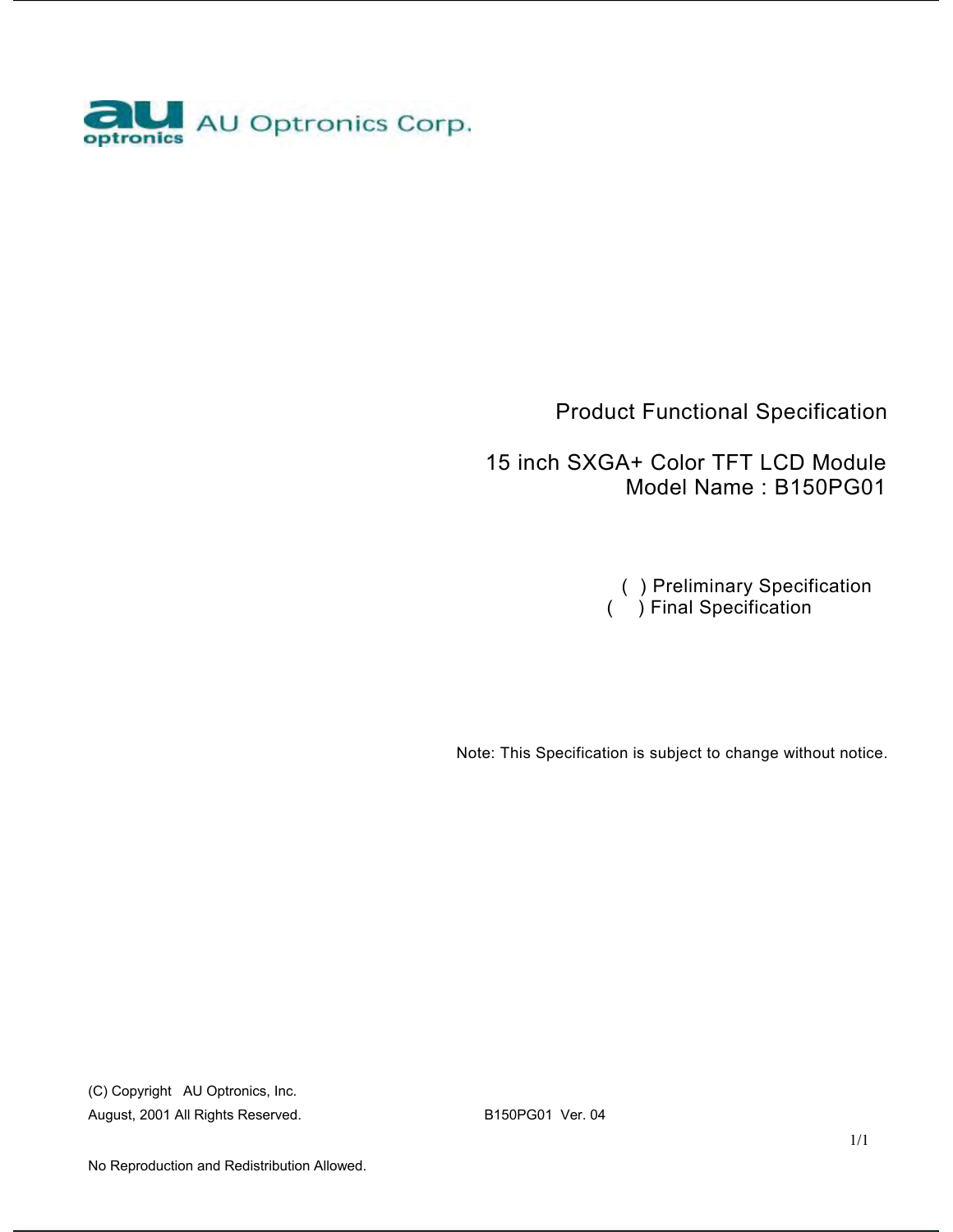AU Optronics Corp.

Product Functional Specification

15 inch SXGA+ Color TFT LCD Module
Model Name : B150PG01

( ) Preliminary Specification
( ) Final Specification

Note: This Specification is subject to change without notice.

(C) Copyright AU Optronics, Inc.
August, 2001 All Rights Reserved.

B150PG01 Ver. 04

No Reproduction and Redistribution Allowed.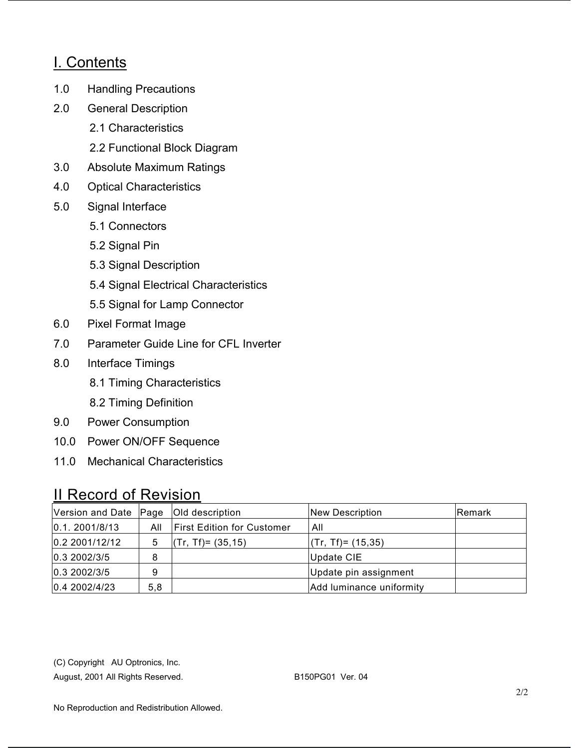# I. Contents

1.0 Handling Precautions

2.0 General Description

- 2.1 Characteristics
- 2.2 Functional Block Diagram

3.0 Absolute Maximum Ratings

4.0 Optical Characteristics

5.0 Signal Interface

- 5.1 Connectors
- 5.2 Signal Pin
- 5.3 Signal Description
- 5.4 Signal Electrical Characteristics
- 5.5 Signal for Lamp Connector

6.0 Pixel Format Image

7.0 Parameter Guide Line for CFL Inverter

8.0 Interface Timings

- 8.1 Timing Characteristics
- 8.2 Timing Definition

9.0 Power Consumption

10.0 Power ON/OFF Sequence

11.0 Mechanical Characteristics

# II Record of Revision

| Version and Date | Page | Old description | New Description | Remark |
|---|---|---|---|---|
| 0.1. 2001/8/13 | All | First Edition for Customer | All | |
| 0.2 2001/12/12 | 5 | (Tr, Tf)= (35,15) | (Tr, Tf)= (15,35) | |
| 0.3 2002/3/5 | 8 | | Update CIE | |
| 0.3 2002/3/5 | 9 | | Update pin assignment | |
| 0.4 2002/4/23 | 5,8 | | Add luminance uniformity | |

(C) Copyright AU Optronics, Inc.
August, 2001 All Rights Reserved. B150PG01 Ver. 04

No Reproduction and Redistribution Allowed.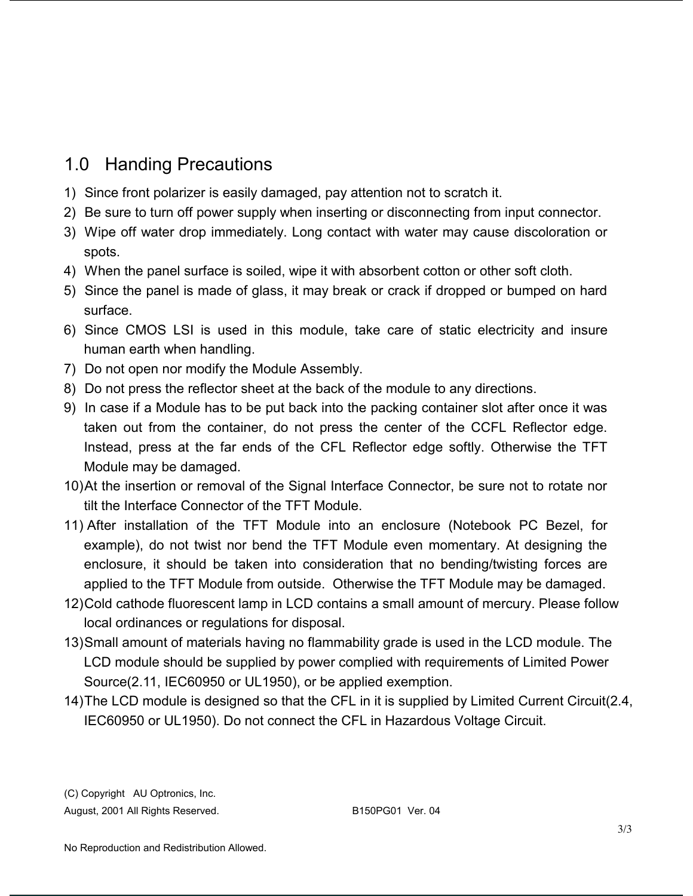## 1.0 Handing Precautions

1) Since front polarizer is easily damaged, pay attention not to scratch it.
2) Be sure to turn off power supply when inserting or disconnecting from input connector.
3) Wipe off water drop immediately. Long contact with water may cause discoloration or spots.
4) When the panel surface is soiled, wipe it with absorbent cotton or other soft cloth.
5) Since the panel is made of glass, it may break or crack if dropped or bumped on hard surface.
6) Since CMOS LSI is used in this module, take care of static electricity and insure human earth when handling.
7) Do not open nor modify the Module Assembly.
8) Do not press the reflector sheet at the back of the module to any directions.
9) In case if a Module has to be put back into the packing container slot after once it was taken out from the container, do not press the center of the CCFL Reflector edge. Instead, press at the far ends of the CFL Reflector edge softly. Otherwise the TFT Module may be damaged.
10) At the insertion or removal of the Signal Interface Connector, be sure not to rotate nor tilt the Interface Connector of the TFT Module.
11) After installation of the TFT Module into an enclosure (Notebook PC Bezel, for example), do not twist nor bend the TFT Module even momentary. At designing the enclosure, it should be taken into consideration that no bending/twisting forces are applied to the TFT Module from outside. Otherwise the TFT Module may be damaged.
12) Cold cathode fluorescent lamp in LCD contains a small amount of mercury. Please follow local ordinances or regulations for disposal.
13) Small amount of materials having no flammability grade is used in the LCD module. The LCD module should be supplied by power complied with requirements of Limited Power Source(2.11, IEC60950 or UL1950), or be applied exemption.
14) The LCD module is designed so that the CFL in it is supplied by Limited Current Circuit(2.4, IEC60950 or UL1950). Do not connect the CFL in Hazardous Voltage Circuit.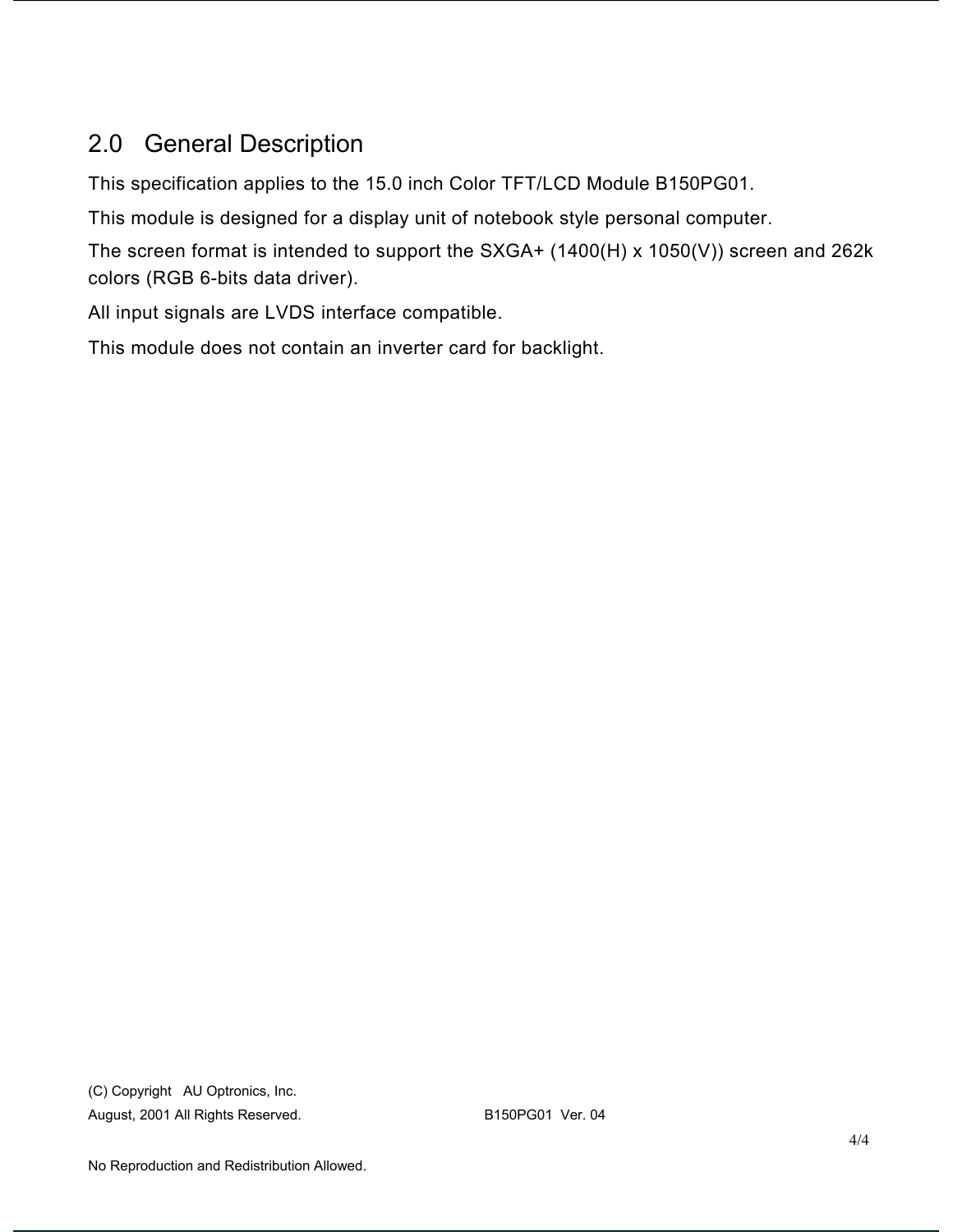## 2.0 General Description

This specification applies to the 15.0 inch Color TFT/LCD Module B150PG01.

This module is designed for a display unit of notebook style personal computer.

The screen format is intended to support the SXGA+ (1400(H) x 1050(V)) screen and 262k colors (RGB 6-bits data driver).

All input signals are LVDS interface compatible.

This module does not contain an inverter card for backlight.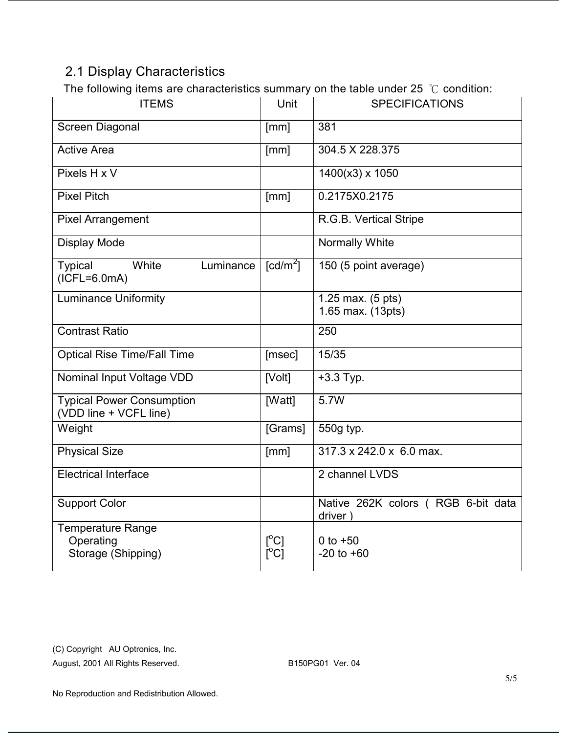## 2.1 Display Characteristics

The following items are characteristics summary on the table under 25 ℃ condition:

| ITEMS | Unit | SPECIFICATIONS |
|---|---|---|
| Screen Diagonal | [mm] | 381 |
| Active Area | [mm] | 304.5 X 228.375 |
| Pixels H x V | | 1400(x3) x 1050 |
| Pixel Pitch | [mm] | 0.2175X0.2175 |
| Pixel Arrangement | | R.G.B. Vertical Stripe |
| Display Mode | | Normally White |
| Typical White Luminance (ICFL=6.0mA) | [cd/m$^2$] | 150 (5 point average) |
| Luminance Uniformity | | 1.25 max. (5 pts)<br>1.65 max. (13pts) |
| Contrast Ratio | | 250 |
| Optical Rise Time/Fall Time | [msec] | 15/35 |
| Nominal Input Voltage VDD | [Volt] | +3.3 Typ. |
| Typical Power Consumption (VDD line + VCFL line) | [Watt] | 5.7W |
| Weight | [Grams] | 550g typ. |
| Physical Size | [mm] | 317.3 x 242.0 x 6.0 max. |
| Electrical Interface | | 2 channel LVDS |
| Support Color | | Native 262K colors ( RGB 6-bit data driver ) |
| Temperature Range<br>Operating<br>Storage (Shipping) | <br>[$^o$C]<br>[$^o$C] | <br>0 to +50<br>-20 to +60 |

(C) Copyright AU Optronics, Inc.
August, 2001 All Rights Reserved. B150PG01 Ver. 04

No Reproduction and Redistribution Allowed.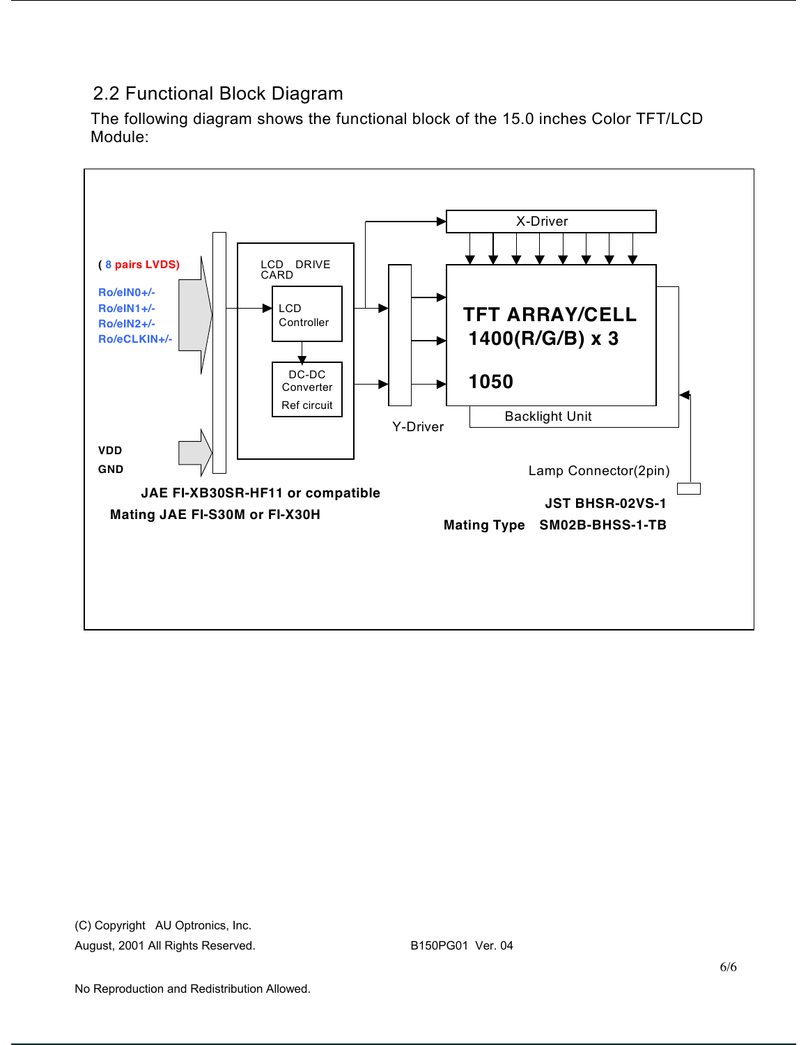## 2.2 Functional Block Diagram

The following diagram shows the functional block of the 15.0 inches Color TFT/LCD Module:

( 8 pairs LVDS)

Ro/eIN0+/-
Ro/eIN1+/-
Ro/eIN2+/-
Ro/eCLKIN+/-

VDD
GND

LCD DRIVE CARD

LCD Controller

DC-DC Converter
Ref circuit

X-Driver

Y-Driver

TFT ARRAY/CELL
1400(R/G/B) x 3
1050

Backlight Unit

Lamp Connector(2pin)

**JAE FI-XB30SR-HF11 or compatible**

**Mating JAE FI-S30M or FI-X30H**

**JST BHSR-02VS-1**

**Mating Type SM02B-BHSS-1-TB**

(C) Copyright AU Optronics, Inc.
August, 2001 All Rights Reserved.
B150PG01 Ver. 04

No Reproduction and Redistribution Allowed.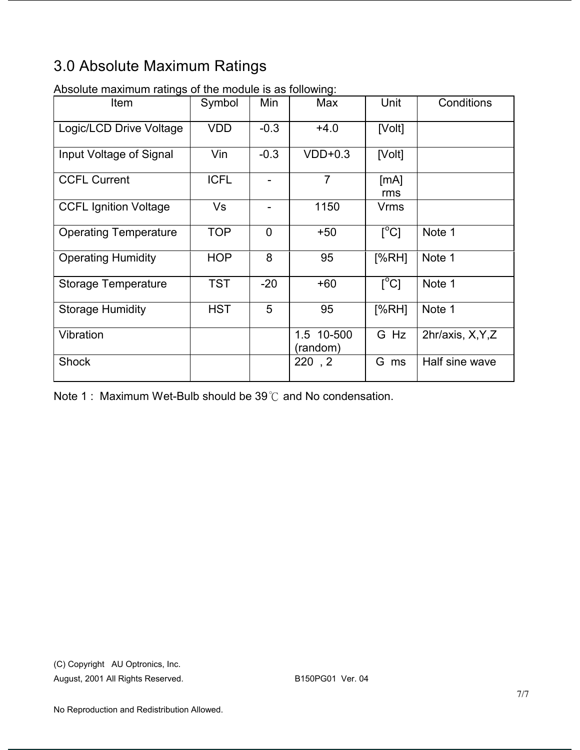## 3.0 Absolute Maximum Ratings

Absolute maximum ratings of the module is as following:

| Item | Symbol | Min | Max | Unit | Conditions |
|---|---|---|---|---|---|
| Logic/LCD Drive Voltage | VDD | -0.3 | +4.0 | [Volt] | |
| Input Voltage of Signal | Vin | -0.3 | VDD+0.3 | [Volt] | |
| CCFL Current | ICFL | - | 7 | [mA] rms | |
| CCFL Ignition Voltage | Vs | - | 1150 | Vrms | |
| Operating Temperature | TOP | 0 | +50 | [$^{o}$C] | Note 1 |
| Operating Humidity | HOP | 8 | 95 | [%RH] | Note 1 |
| Storage Temperature | TST | -20 | +60 | [$^{o}$C] | Note 1 |
| Storage Humidity | HST | 5 | 95 | [%RH] | Note 1 |
| Vibration | | | 1.5 10-500 (random) | G Hz | 2hr/axis, X,Y,Z |
| Shock | | | 220 , 2 | G ms | Half sine wave |

Note 1 : Maximum Wet-Bulb should be 39℃ and No condensation.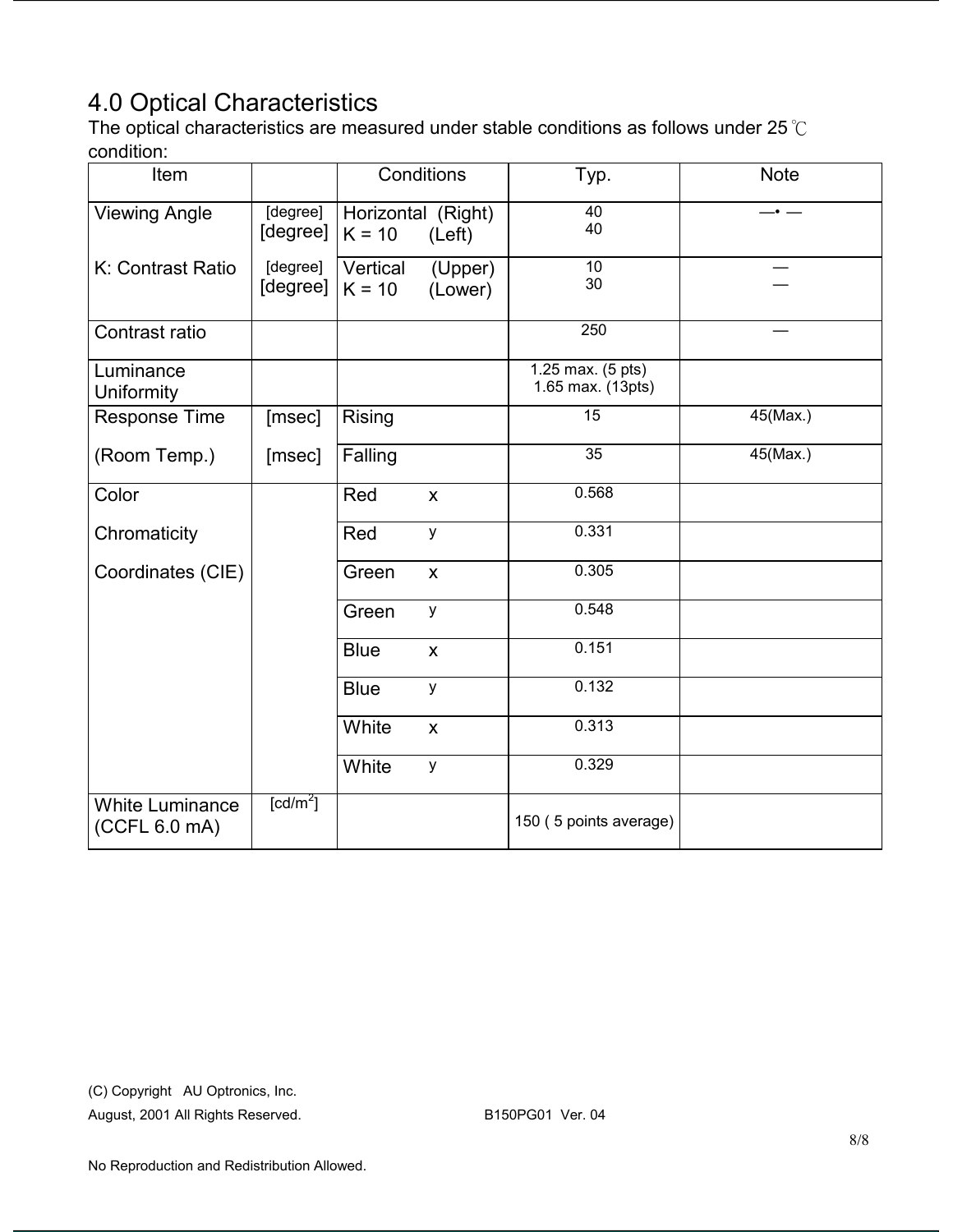# 4.0 Optical Characteristics

The optical characteristics are measured under stable conditions as follows under 25 ℃ condition:

| Item | | Conditions | Typ. | Note |
|---|---|---|---|---|
| Viewing Angle | [degree] [degree] | Horizontal (Right) K = 10 (Left) | 40 40 | —• — |
| K: Contrast Ratio | [degree] [degree] | Vertical (Upper) K = 10 (Lower) | 10 30 | — — |
| Contrast ratio | | | 250 | — |
| Luminance Uniformity | | | 1.25 max. (5 pts) 1.65 max. (13pts) | |
| Response Time | [msec] | Rising | 15 | 45(Max.) |
| (Room Temp.) | [msec] | Falling | 35 | 45(Max.) |
| Color Chromaticity Coordinates (CIE) | | Red x | 0.568 | |
| | | Red y | 0.331 | |
| | | Green x | 0.305 | |
| | | Green y | 0.548 | |
| | | Blue x | 0.151 | |
| | | Blue y | 0.132 | |
| | | White x | 0.313 | |
| | | White y | 0.329 | |
| White Luminance (CCFL 6.0 mA) | [cd/m$^2$] | | 150 ( 5 points average) | |

(C) Copyright AU Optronics, Inc.

August, 2001 All Rights Reserved. B150PG01 Ver. 04

No Reproduction and Redistribution Allowed.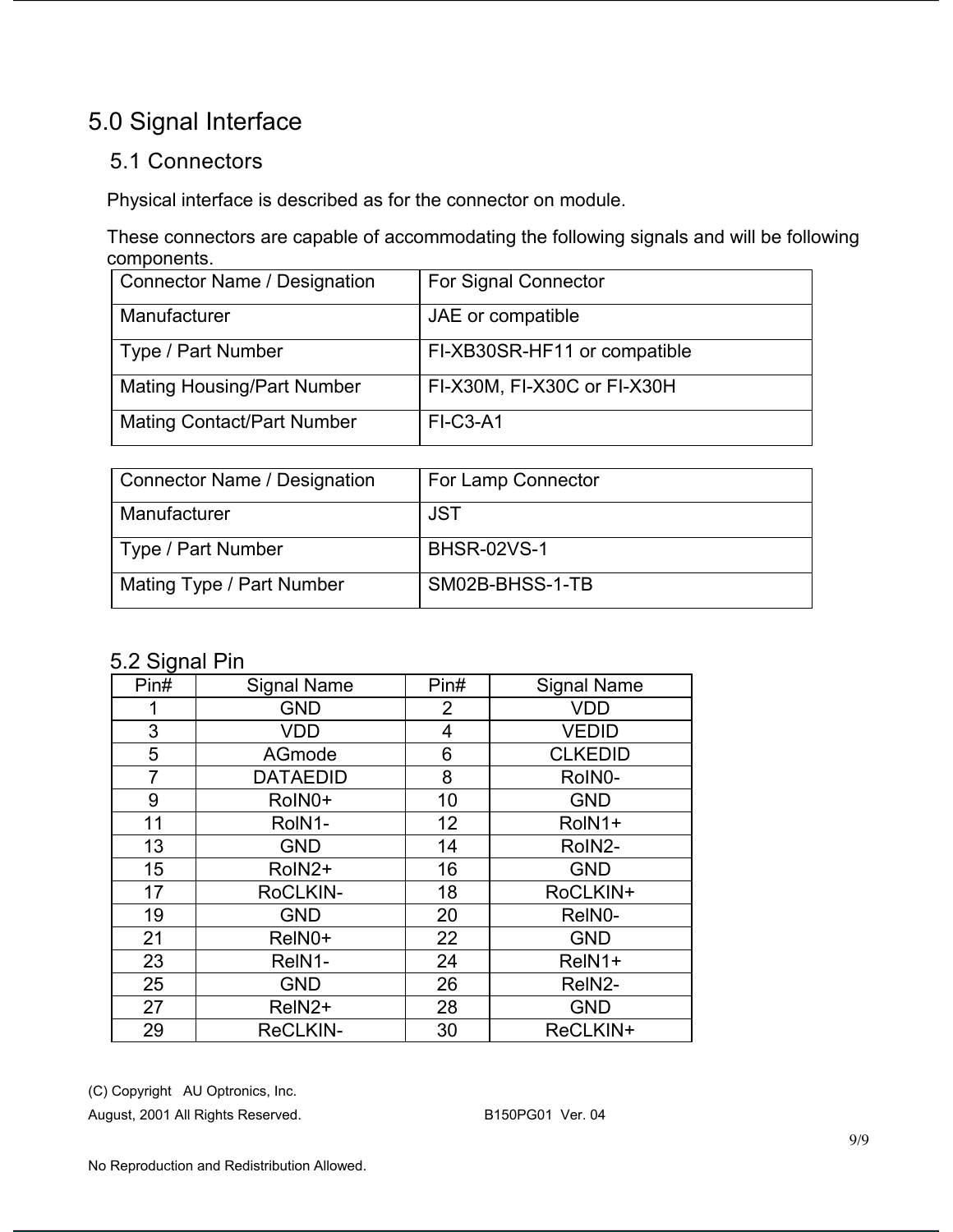# 5.0 Signal Interface

## 5.1 Connectors

Physical interface is described as for the connector on module.

These connectors are capable of accommodating the following signals and will be following components.

| Connector Name / Designation | For Signal Connector |
|---|---|
| Manufacturer | JAE or compatible |
| Type / Part Number | FI-XB30SR-HF11 or compatible |
| Mating Housing/Part Number | FI-X30M, FI-X30C or FI-X30H |
| Mating Contact/Part Number | FI-C3-A1 |

| Connector Name / Designation | For Lamp Connector |
|---|---|
| Manufacturer | JST |
| Type / Part Number | BHSR-02VS-1 |
| Mating Type / Part Number | SM02B-BHSS-1-TB |

## 5.2 Signal Pin

| Pin# | Signal Name | Pin# | Signal Name |
|---|---|---|---|
| 1 | GND | 2 | VDD |
| 3 | VDD | 4 | VEDID |
| 5 | AGmode | 6 | CLKEDID |
| 7 | DATAEDID | 8 | RoIN0- |
| 9 | RoIN0+ | 10 | GND |
| 11 | RoIN1- | 12 | RoIN1+ |
| 13 | GND | 14 | RoIN2- |
| 15 | RoIN2+ | 16 | GND |
| 17 | RoCLKIN- | 18 | RoCLKIN+ |
| 19 | GND | 20 | ReIN0- |
| 21 | ReIN0+ | 22 | GND |
| 23 | ReIN1- | 24 | ReIN1+ |
| 25 | GND | 26 | ReIN2- |
| 27 | ReIN2+ | 28 | GND |
| 29 | ReCLKIN- | 30 | ReCLKIN+ |

(C) Copyright AU Optronics, Inc.
August, 2001 All Rights Reserved. B150PG01 Ver. 04

No Reproduction and Redistribution Allowed.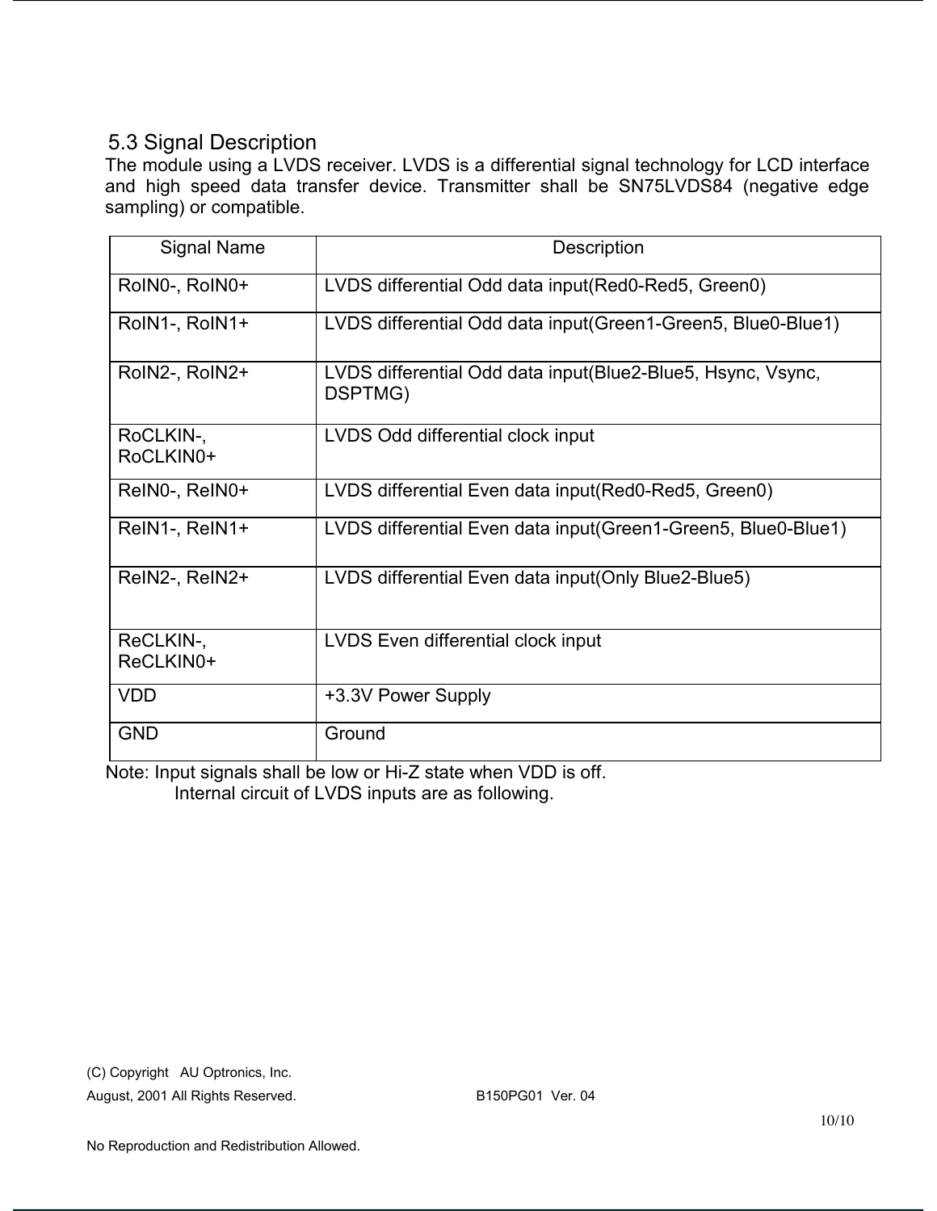## 5.3 Signal Description

The module using a LVDS receiver. LVDS is a differential signal technology for LCD interface and high speed data transfer device. Transmitter shall be SN75LVDS84 (negative edge sampling) or compatible.

| Signal Name | Description |
|---|---|
| RoIN0-, RoIN0+ | LVDS differential Odd data input(Red0-Red5, Green0) |
| RoIN1-, RoIN1+ | LVDS differential Odd data input(Green1-Green5, Blue0-Blue1) |
| RoIN2-, RoIN2+ | LVDS differential Odd data input(Blue2-Blue5, Hsync, Vsync, DSPTMG) |
| RoCLKIN-, RoCLKIN0+ | LVDS Odd differential clock input |
| ReIN0-, ReIN0+ | LVDS differential Even data input(Red0-Red5, Green0) |
| ReIN1-, ReIN1+ | LVDS differential Even data input(Green1-Green5, Blue0-Blue1) |
| ReIN2-, ReIN2+ | LVDS differential Even data input(Only Blue2-Blue5) |
| ReCLKIN-, ReCLKIN0+ | LVDS Even differential clock input |
| VDD | +3.3V Power Supply |
| GND | Ground |

Note: Input signals shall be low or Hi-Z state when VDD is off.
Internal circuit of LVDS inputs are as following.

(C) Copyright AU Optronics, Inc.
August, 2001 All Rights Reserved. B150PG01 Ver. 04

No Reproduction and Redistribution Allowed.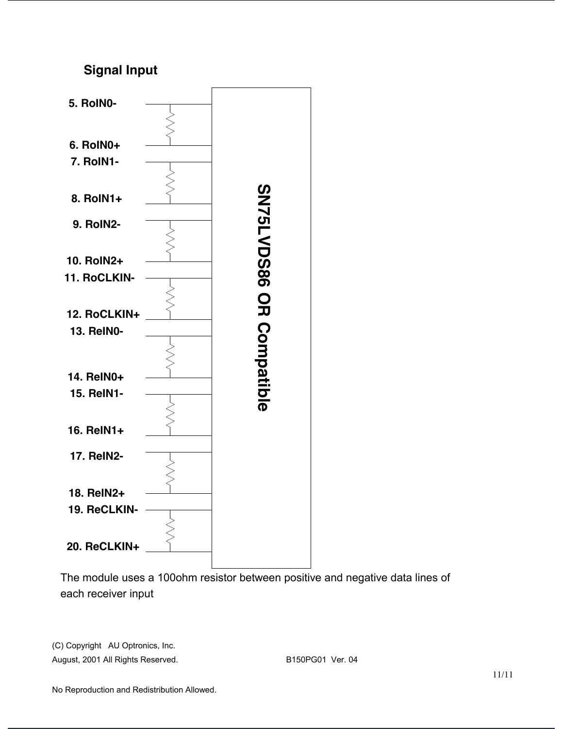## Signal Input

5. RoIN0-
6. RoIN0+
7. RoIN1-
8. RoIN1+
9. RoIN2-
10. RoIN2+
11. RoCLKIN-
12. RoCLKIN+
13. ReIN0-
14. ReIN0+
15. ReIN1-
16. ReIN1+
17. ReIN2-
18. ReIN2+
19. ReCLKIN-
20. ReCLKIN+

SN75LVDS86 OR Compatible

The module uses a 100ohm resistor between positive and negative data lines of each receiver input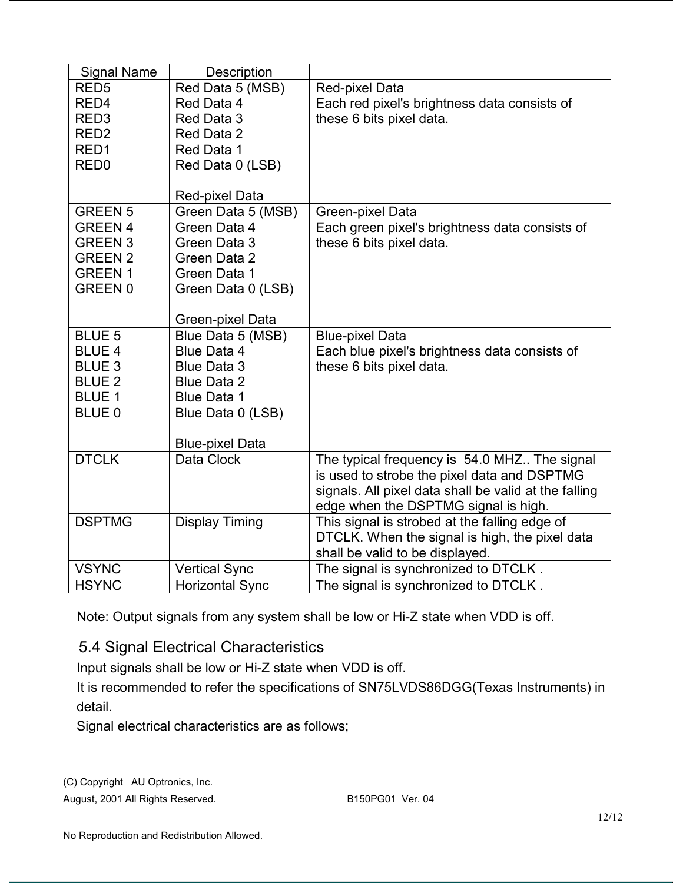| Signal Name | Description | |
|---|---|---|
| RED5<br>RED4<br>RED3<br>RED2<br>RED1<br>RED0 | Red Data 5 (MSB)<br>Red Data 4<br>Red Data 3<br>Red Data 2<br>Red Data 1<br>Red Data 0 (LSB)<br><br>Red-pixel Data | Red-pixel Data<br>Each red pixel's brightness data consists of these 6 bits pixel data. |
| GREEN 5<br>GREEN 4<br>GREEN 3<br>GREEN 2<br>GREEN 1<br>GREEN 0 | Green Data 5 (MSB)<br>Green Data 4<br>Green Data 3<br>Green Data 2<br>Green Data 1<br>Green Data 0 (LSB)<br><br>Green-pixel Data | Green-pixel Data<br>Each green pixel's brightness data consists of these 6 bits pixel data. |
| BLUE 5<br>BLUE 4<br>BLUE 3<br>BLUE 2<br>BLUE 1<br>BLUE 0 | Blue Data 5 (MSB)<br>Blue Data 4<br>Blue Data 3<br>Blue Data 2<br>Blue Data 1<br>Blue Data 0 (LSB)<br><br>Blue-pixel Data | Blue-pixel Data<br>Each blue pixel's brightness data consists of these 6 bits pixel data. |
| DTCLK | Data Clock | The typical frequency is 54.0 MHZ.. The signal is used to strobe the pixel data and DSPTMG signals. All pixel data shall be valid at the falling edge when the DSPTMG signal is high. |
| DSPTMG | Display Timing | This signal is strobed at the falling edge of DTCLK. When the signal is high, the pixel data shall be valid to be displayed. |
| VSYNC | Vertical Sync | The signal is synchronized to DTCLK . |
| HSYNC | Horizontal Sync | The signal is synchronized to DTCLK . |

Note: Output signals from any system shall be low or Hi-Z state when VDD is off.

## 5.4 Signal Electrical Characteristics

Input signals shall be low or Hi-Z state when VDD is off.

It is recommended to refer the specifications of SN75LVDS86DGG(Texas Instruments) in detail.

Signal electrical characteristics are as follows;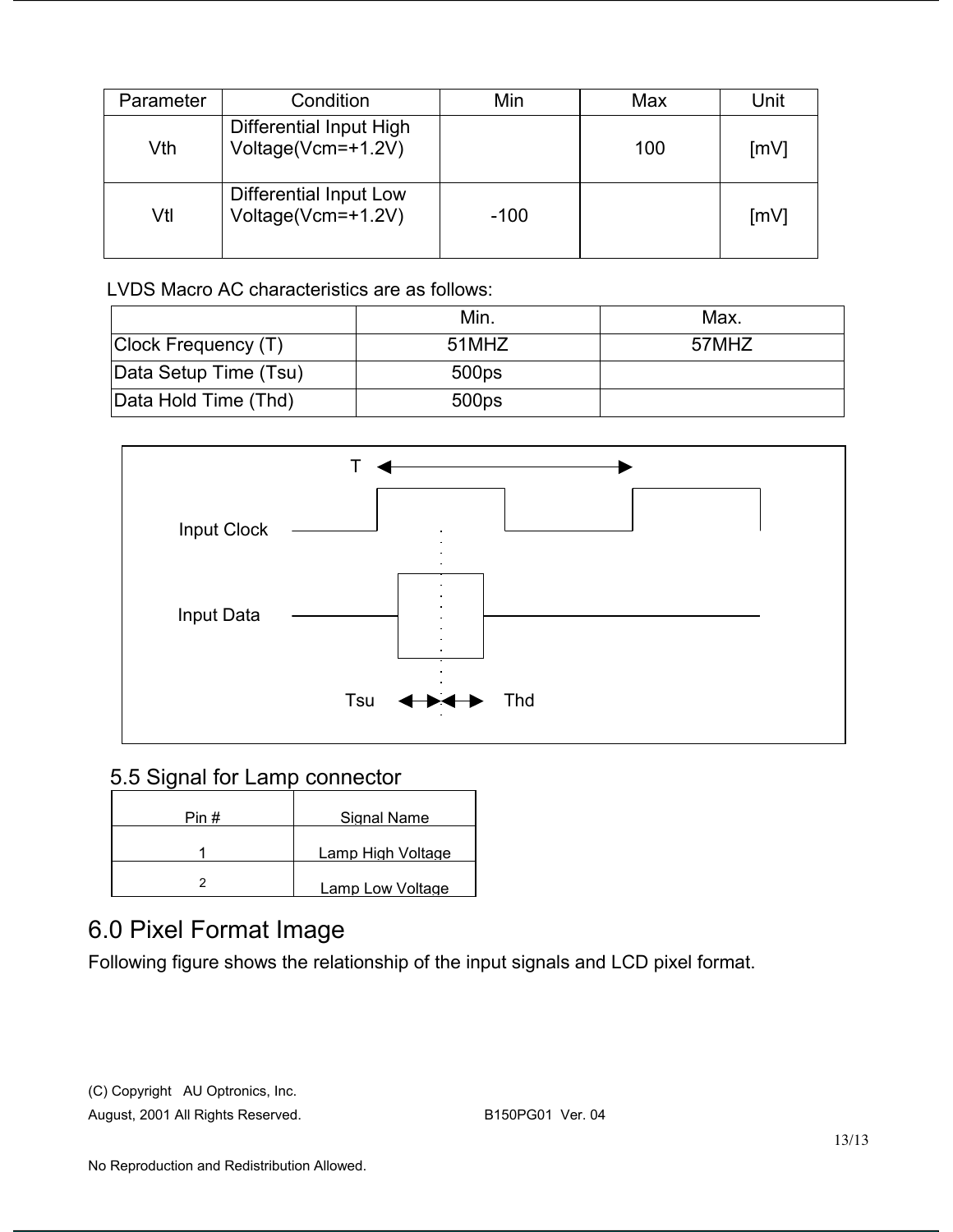| Parameter | Condition | Min | Max | Unit |
|---|---|---|---|---|
| Vth | Differential Input High Voltage(Vcm=+1.2V) | | 100 | [mV] |
| Vtl | Differential Input Low Voltage(Vcm=+1.2V) | -100 | | [mV] |

LVDS Macro AC characteristics are as follows:

| | Min. | Max. |
|---|---|---|
| Clock Frequency (T) | 51MHZ | 57MHZ |
| Data Setup Time (Tsu) | 500ps | |
| Data Hold Time (Thd) | 500ps | |

T

Input Clock

Input Data

Tsu

Thd

## 5.5 Signal for Lamp connector

| Pin # | Signal Name |
|---|---|
| 1 | Lamp High Voltage |
| 2 | Lamp Low Voltage |

# 6.0 Pixel Format Image

Following figure shows the relationship of the input signals and LCD pixel format.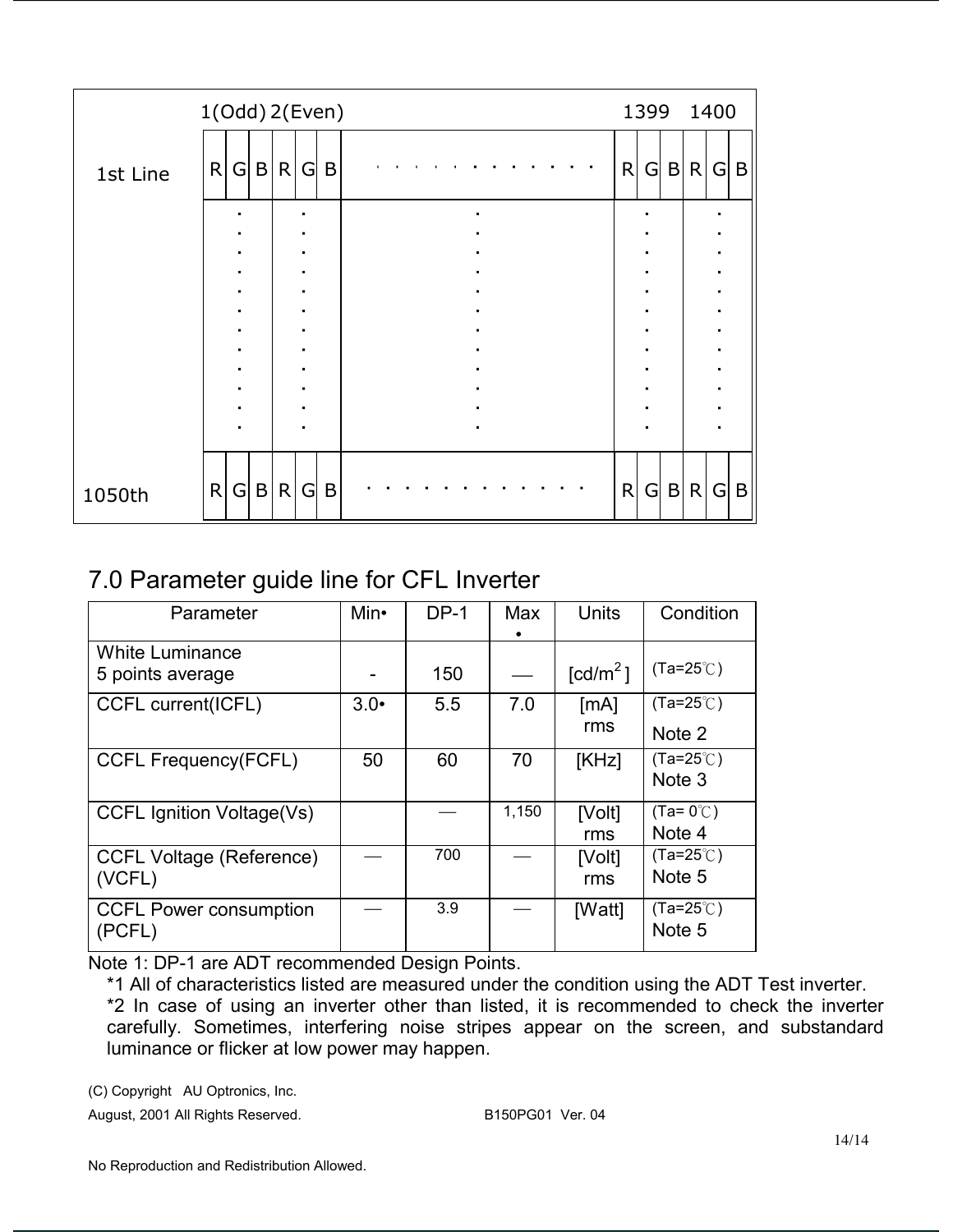| | 1(Odd) | | | 2(Even) | | | | 1399 | | | 1400 | | |
|---|---|---|---|---|---|---|---|---|---|---|---|---|---|
| 1st Line | R | G | B | R | G | B | · · · · · · · · · · · · | R | G | B | R | G | B |
| | | · | | | · | | · | | · | | | · | |
| 1050th | R | G | B | R | G | B | · · · · · · · · · · · · | R | G | B | R | G | B |

## 7.0 Parameter guide line for CFL Inverter

| Parameter | Min• | DP-1 | Max • | Units | Condition |
|---|---|---|---|---|---|
| White Luminance 5 points average | - | 150 | — | [cd/m$^2$ ] | (Ta=25℃) |
| CCFL current(ICFL) | 3.0• | 5.5 | 7.0 | [mA] rms | (Ta=25℃) Note 2 |
| CCFL Frequency(FCFL) | 50 | 60 | 70 | [KHz] | (Ta=25℃) Note 3 |
| CCFL Ignition Voltage(Vs) | | — | 1,150 | [Volt] rms | (Ta= 0℃) Note 4 |
| CCFL Voltage (Reference) (VCFL) | — | 700 | — | [Volt] rms | (Ta=25℃) Note 5 |
| CCFL Power consumption (PCFL) | — | 3.9 | — | [Watt] | (Ta=25℃) Note 5 |

Note 1: DP-1 are ADT recommended Design Points.

*1 All of characteristics listed are measured under the condition using the ADT Test inverter.

*2 In case of using an inverter other than listed, it is recommended to check the inverter carefully. Sometimes, interfering noise stripes appear on the screen, and substandard luminance or flicker at low power may happen.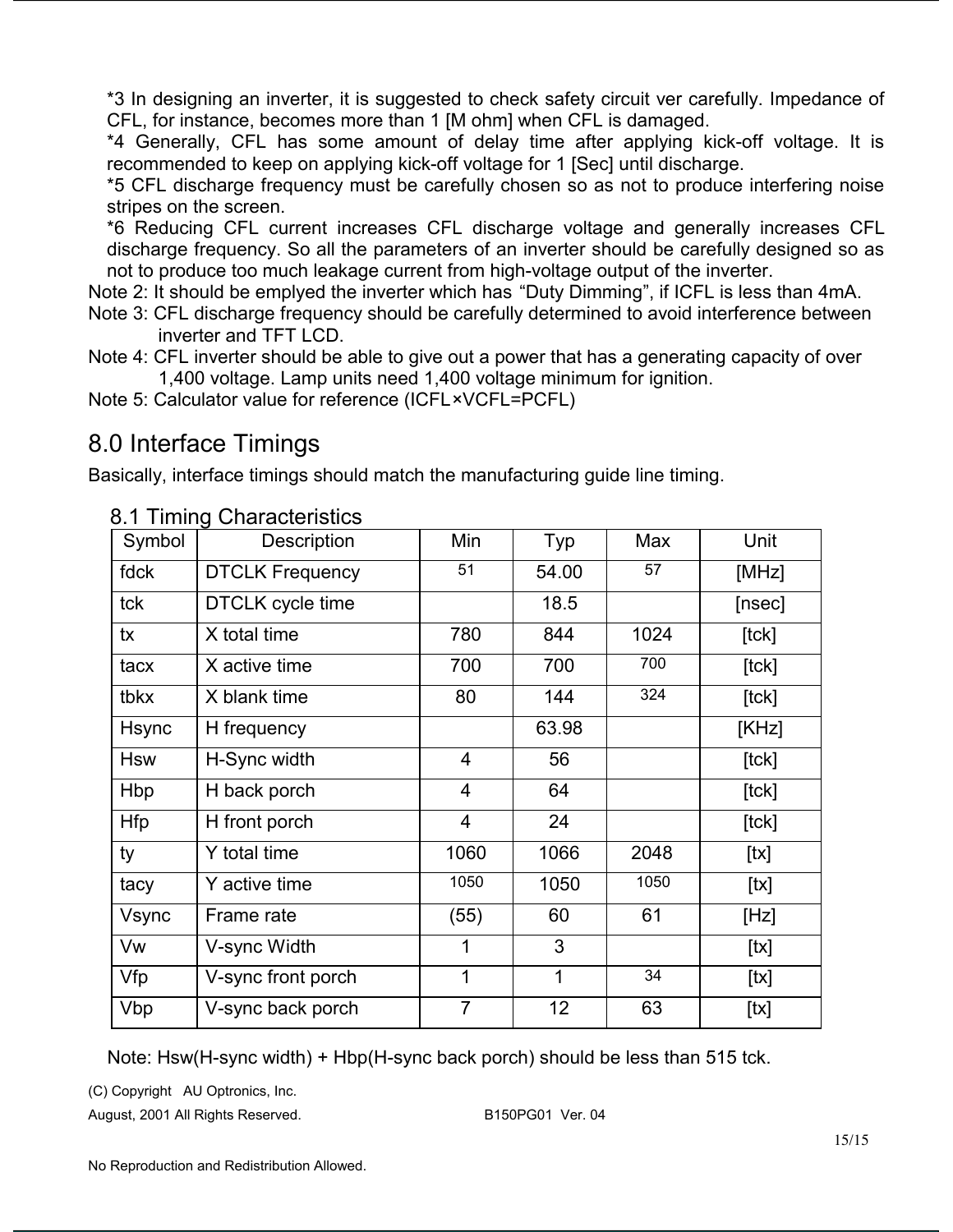*3 In designing an inverter, it is suggested to check safety circuit ver carefully. Impedance of CFL, for instance, becomes more than 1 [M ohm] when CFL is damaged.

*4 Generally, CFL has some amount of delay time after applying kick-off voltage. It is recommended to keep on applying kick-off voltage for 1 [Sec] until discharge.

*5 CFL discharge frequency must be carefully chosen so as not to produce interfering noise stripes on the screen.

*6 Reducing CFL current increases CFL discharge voltage and generally increases CFL discharge frequency. So all the parameters of an inverter should be carefully designed so as not to produce too much leakage current from high-voltage output of the inverter.

Note 2: It should be emplyed the inverter which has "Duty Dimming", if ICFL is less than 4mA.

Note 3: CFL discharge frequency should be carefully determined to avoid interference between inverter and TFT LCD.

Note 4: CFL inverter should be able to give out a power that has a generating capacity of over 1,400 voltage. Lamp units need 1,400 voltage minimum for ignition.

Note 5: Calculator value for reference (ICFL×VCFL=PCFL)

# 8.0 Interface Timings

Basically, interface timings should match the manufacturing guide line timing.

## 8.1 Timing Characteristics

| Symbol | Description | Min | Typ | Max | Unit |
|---|---|---|---|---|---|
| fdck | DTCLK Frequency | 51 | 54.00 | 57 | [MHz] |
| tck | DTCLK cycle time | | 18.5 | | [nsec] |
| tx | X total time | 780 | 844 | 1024 | [tck] |
| tacx | X active time | 700 | 700 | 700 | [tck] |
| tbkx | X blank time | 80 | 144 | 324 | [tck] |
| Hsync | H frequency | | 63.98 | | [KHz] |
| Hsw | H-Sync width | 4 | 56 | | [tck] |
| Hbp | H back porch | 4 | 64 | | [tck] |
| Hfp | H front porch | 4 | 24 | | [tck] |
| ty | Y total time | 1060 | 1066 | 2048 | [tx] |
| tacy | Y active time | 1050 | 1050 | 1050 | [tx] |
| Vsync | Frame rate | (55) | 60 | 61 | [Hz] |
| Vw | V-sync Width | 1 | 3 | | [tx] |
| Vfp | V-sync front porch | 1 | 1 | 34 | [tx] |
| Vbp | V-sync back porch | 7 | 12 | 63 | [tx] |

Note: Hsw(H-sync width) + Hbp(H-sync back porch) should be less than 515 tck.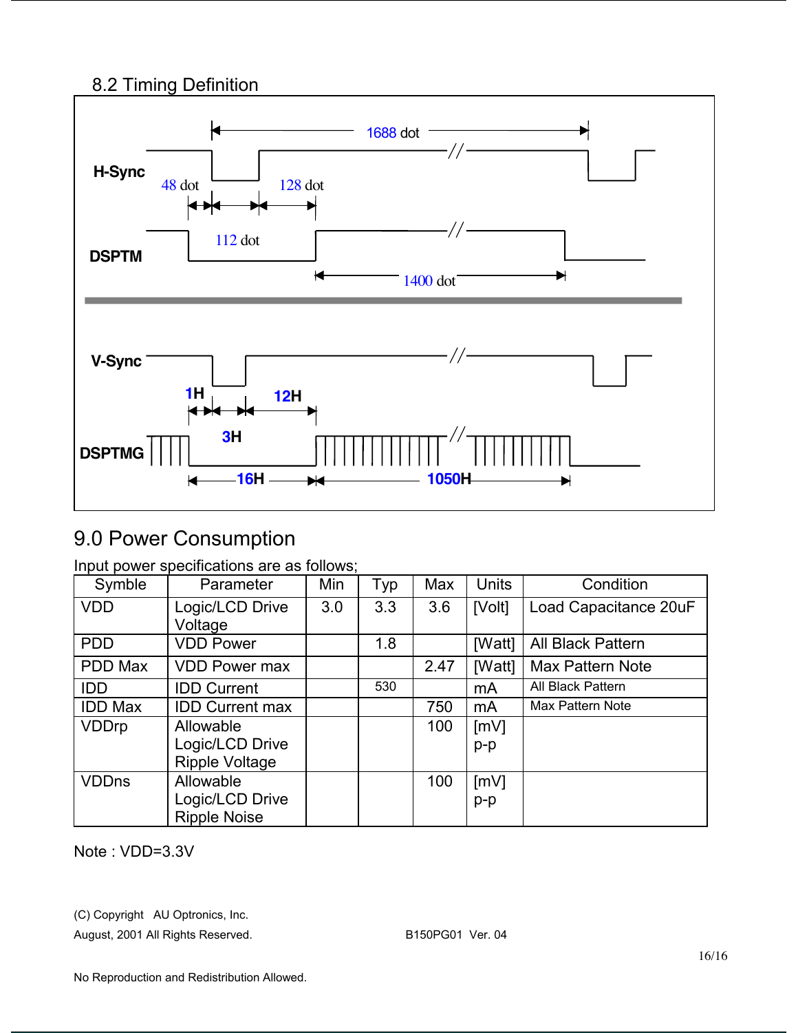## 8.2 Timing Definition

H-Sync

1688 dot

48 dot 128 dot

112 dot

DSPTM

1400 dot

V-Sync

1H 12H

3H

DSPTMG

16H 1050H

# 9.0 Power Consumption

Input power specifications are as follows;

| Symble | Parameter | Min | Typ | Max | Units | Condition |
|---|---|---|---|---|---|---|
| VDD | Logic/LCD Drive Voltage | 3.0 | 3.3 | 3.6 | [Volt] | Load Capacitance 20uF |
| PDD | VDD Power | | 1.8 | | [Watt] | All Black Pattern |
| PDD Max | VDD Power max | | | 2.47 | [Watt] | Max Pattern Note |
| IDD | IDD Current | | 530 | | mA | All Black Pattern |
| IDD Max | IDD Current max | | | 750 | mA | Max Pattern Note |
| VDDrp | Allowable Logic/LCD Drive Ripple Voltage | | | 100 | [mV] p-p | |
| VDDns | Allowable Logic/LCD Drive Ripple Noise | | | 100 | [mV] p-p | |

Note : VDD=3.3V

(C) Copyright AU Optronics, Inc.
August, 2001 All Rights Reserved. B150PG01 Ver. 04

No Reproduction and Redistribution Allowed.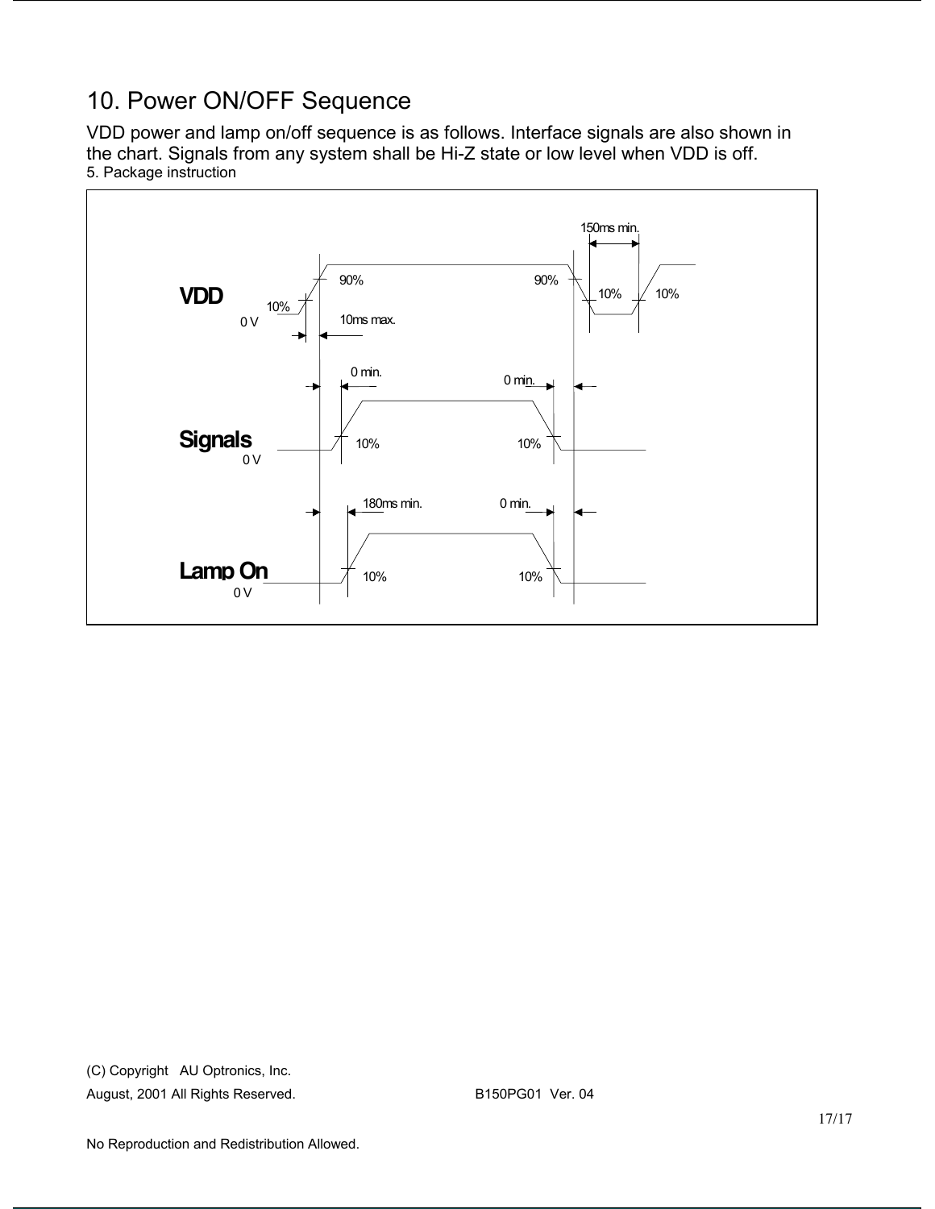## 10. Power ON/OFF Sequence

VDD power and lamp on/off sequence is as follows. Interface signals are also shown in the chart. Signals from any system shall be Hi-Z state or low level when VDD is off.

5. Package instruction

150ms min.

VDD

0 V

10%

90%

10ms max.

90%

10%

10%

0 min.

0 min.

Signals

0 V

10%

10%

180ms min.

0 min.

Lamp On

0 V

10%

10%

(C) Copyright AU Optronics, Inc.

August, 2001 All Rights Reserved. B150PG01 Ver. 04

No Reproduction and Redistribution Allowed.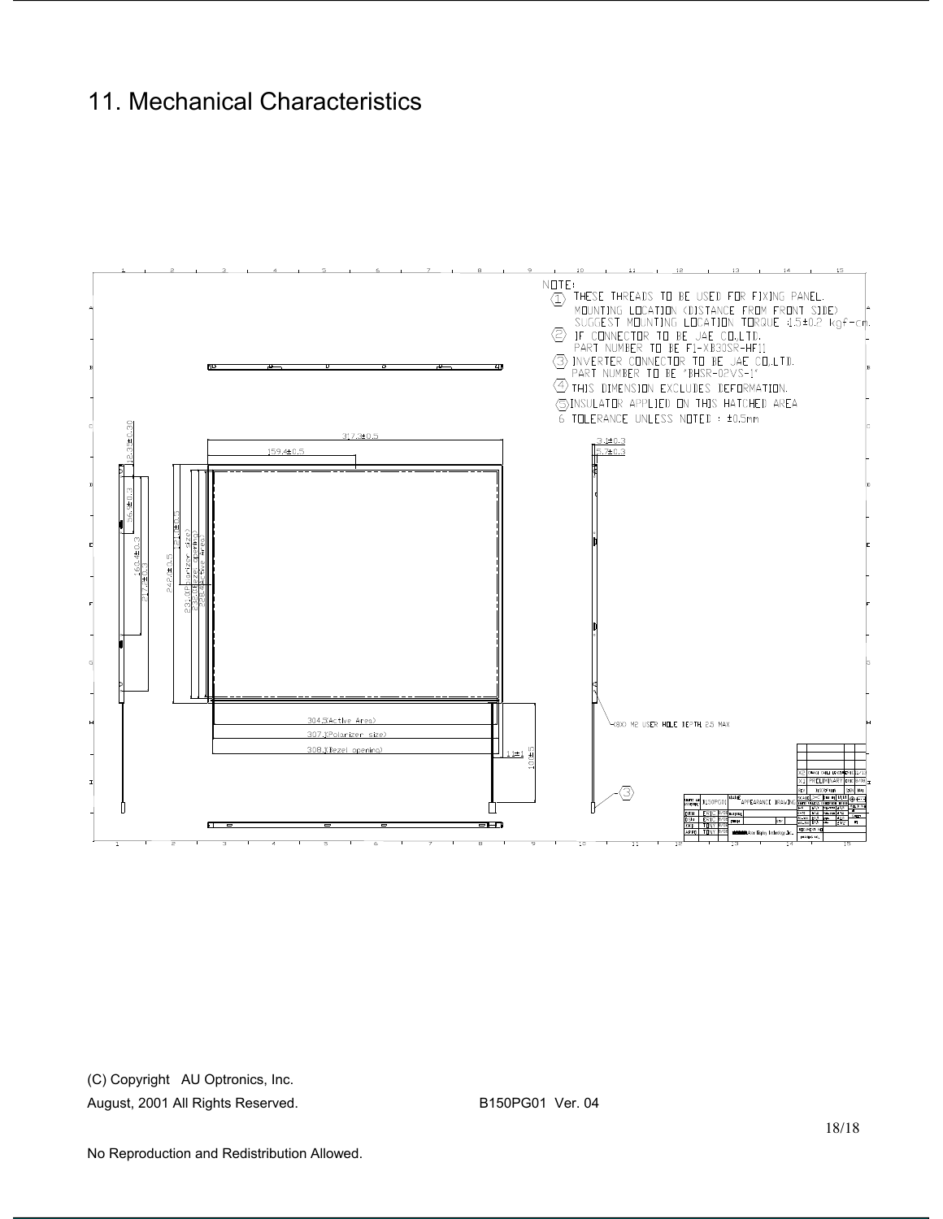# 11. Mechanical Characteristics

NOTE:

1. THESE THREADS TO BE USED FOR FIXING PANEL. MOUNTING LOCATION (DISTANCE FROM FRONT SIDE) SUGGEST MOUNTING LOCATION TORQUE :1.5±0.2 kgf-cm.
2. IF CONNECTOR TO BE JAE CO.,LTD. PART NUMBER TO BE FI-XB30SR-HF11
3. INVERTER CONNECTOR TO BE JAE CO.,LTD. PART NUMBER TO BE "BHSR-02VS-1"
4. THIS DIMENSION EXCLUDES DEFORMATION.
5. INSULATOR APPLIED ON THIS HATCHED AREA
6. TOLERANCE UNLESS NOTED : ±0.5mm

317.3±0.5

159.4±0.5

242.0±0.5

121.0±0.5

233.0(Polarizer size)

232.3(Bezel opening)

228.6(Active Area)

304.5(Active Area)

307.1(Polarizer size)

308.1(Bezel opening)

11±1

100±5

12.35±0.30

56.4±0.3

160.4±0.3

217.5±0.3

13.0±0.3

5.7±0.3

(8X) M2 USER HOLE DEPTH 2.5 MAX

B150PG01 APPEARANCE DRAWING

(C) Copyright AU Optronics, Inc.

August, 2001 All Rights Reserved.

B150PG01 Ver. 04

No Reproduction and Redistribution Allowed.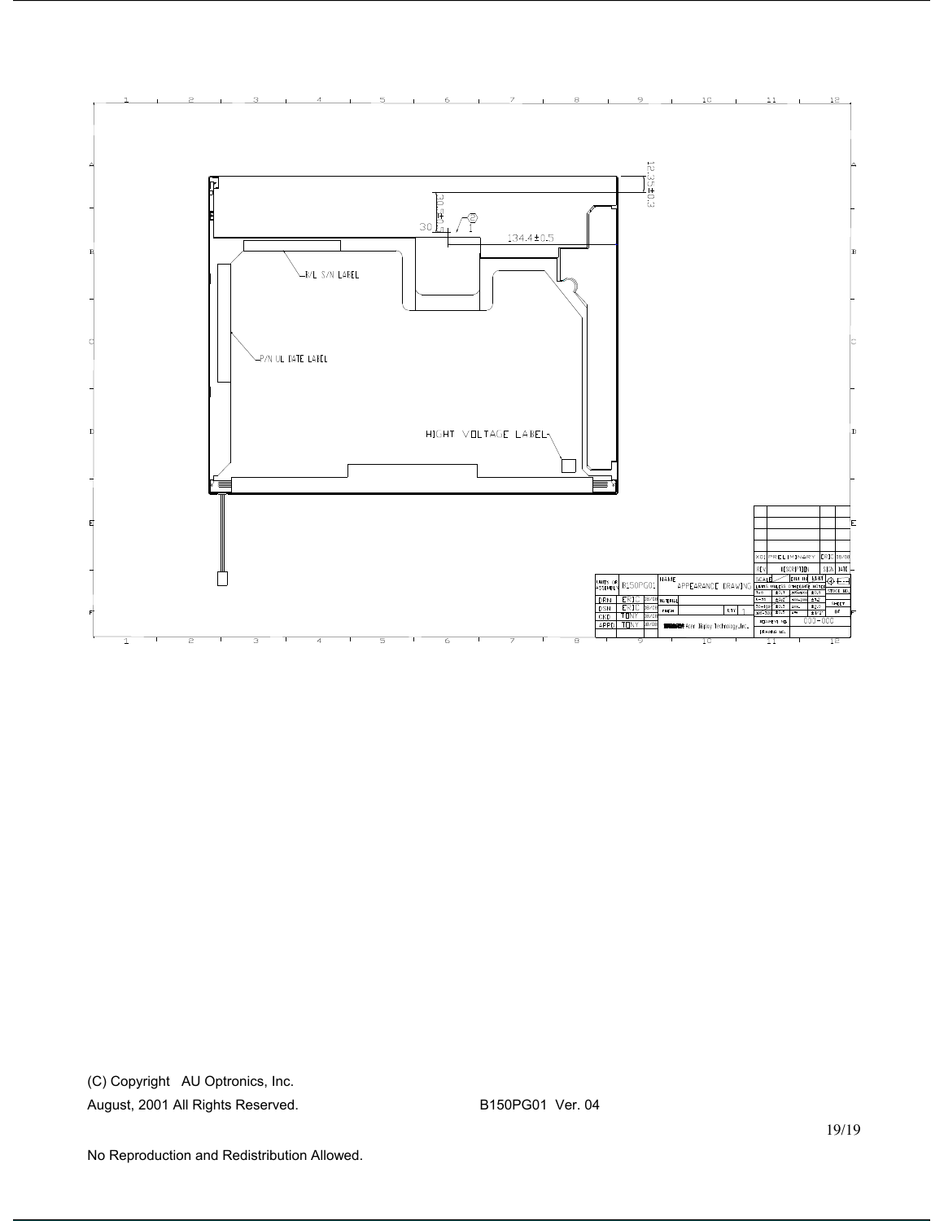R/L S/N LABEL

P/N UL DATE LABEL

HIGHT VOLTAGE LABEL

12.35±0.3

30.5±0.5

30

134.4±0.5

| | | | |
|---|---|---|---|
| X01 | PRELIMINARY | ERIC | 00/08 |
| REV | DESCRIPTION | SIGN | DATE |

| | | | | | | | |
|---|---|---|---|---|---|---|---|
| UNITS OF ASSEMBLY | B150PG01 | NAME | APPEARANCE DRAWING | SCALE | | | |
| DRN | ERIC | | | | | | |
| DSN | ERIC | MATERIAL | | | | | |
| CKD | TONY | FINISH | | QTY 1 | | | |
| APPD | TONY | Acer Display Technology,Inc. | | | | 000-000 | |